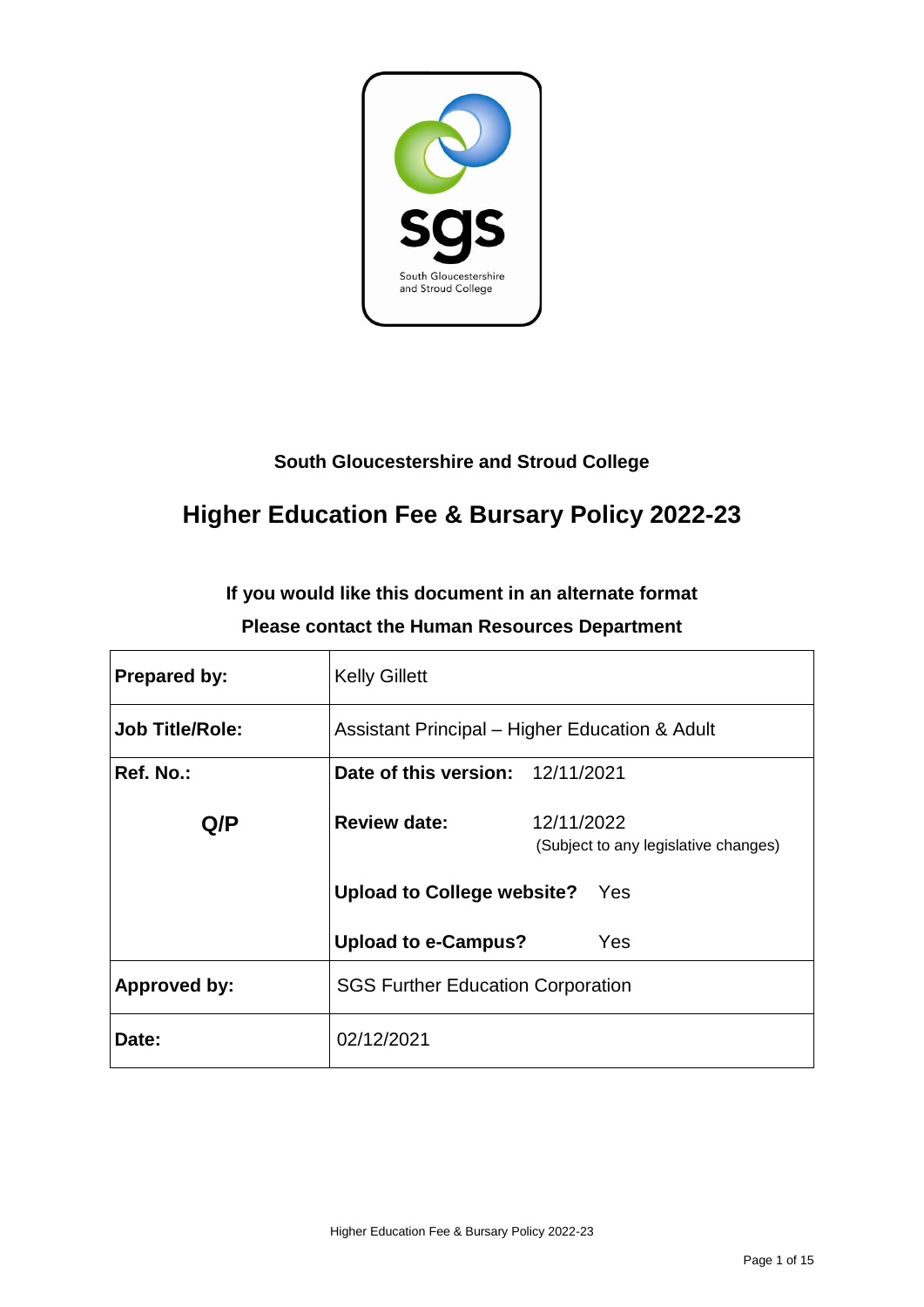South Gloucestershire and Stroud College

# Higher Education Fee & Bursary Policy 2022-23

**If you would like this document in an alternate format**

**Please contact the Human Resources Department**

| **Prepared by:** | Kelly Gillett |
|---|---|
| **Job Title/Role:** | Assistant Principal – Higher Education & Adult |
| **Ref. No.:** <br><br> **Q/P** | **Date of this version:** 12/11/2021 <br><br> **Review date:** 12/11/2022 (Subject to any legislative changes) <br><br> **Upload to College website?** Yes <br><br> **Upload to e-Campus?** Yes |
| **Approved by:** | SGS Further Education Corporation |
| **Date:** | 02/12/2021 |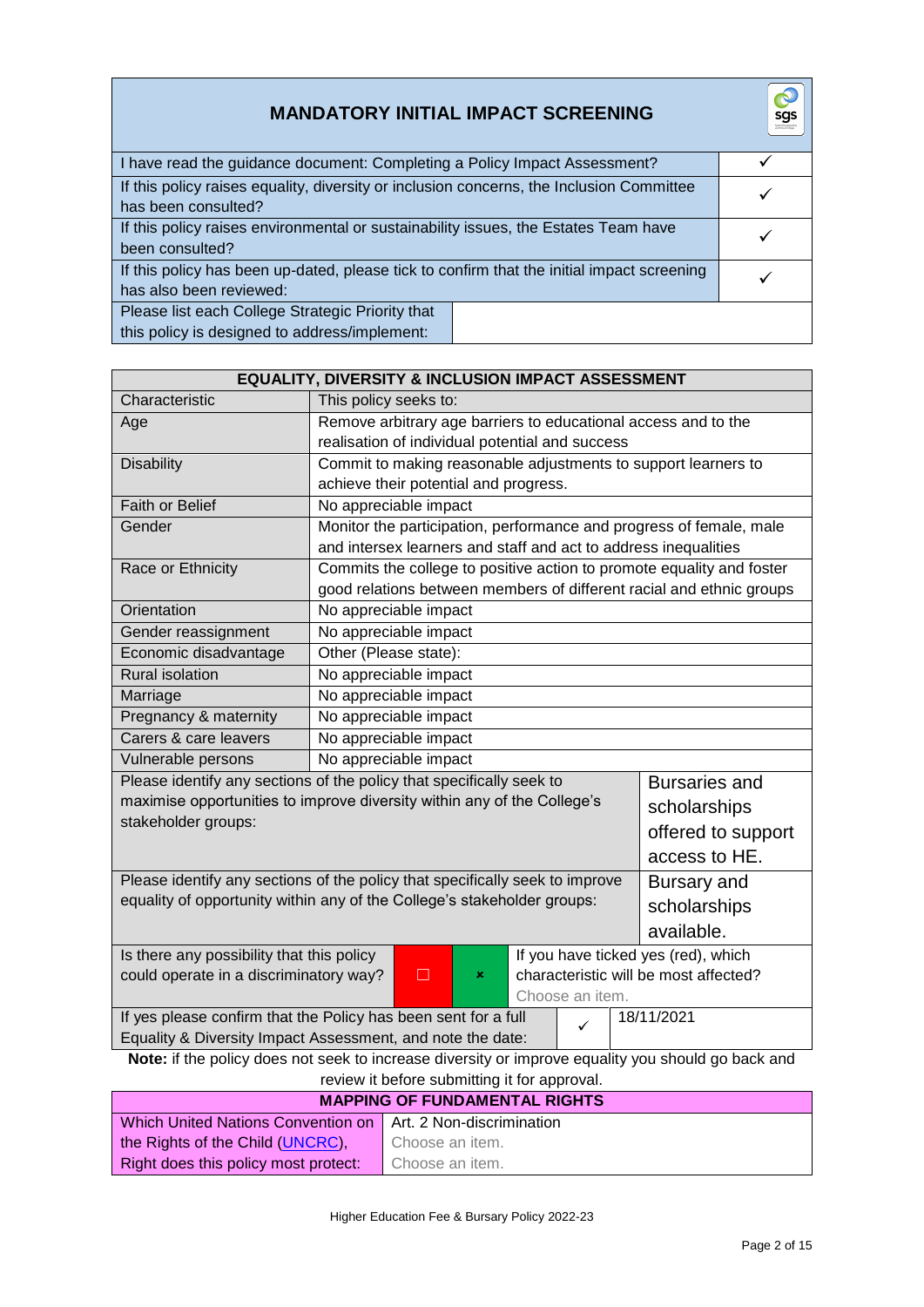## MANDATORY INITIAL IMPACT SCREENING

| | |
|---|---|
| I have read the guidance document: Completing a Policy Impact Assessment? | ✓ |
| If this policy raises equality, diversity or inclusion concerns, the Inclusion Committee has been consulted? | ✓ |
| If this policy raises environmental or sustainability issues, the Estates Team have been consulted? | ✓ |
| If this policy has been up-dated, please tick to confirm that the initial impact screening has also been reviewed: | ✓ |
| Please list each College Strategic Priority that this policy is designed to address/implement: | |

## EQUALITY, DIVERSITY & INCLUSION IMPACT ASSESSMENT

| Characteristic | This policy seeks to: |
|---|---|
| Age | Remove arbitrary age barriers to educational access and to the realisation of individual potential and success |
| Disability | Commit to making reasonable adjustments to support learners to achieve their potential and progress. |
| Faith or Belief | No appreciable impact |
| Gender | Monitor the participation, performance and progress of female, male and intersex learners and staff and act to address inequalities |
| Race or Ethnicity | Commits the college to positive action to promote equality and foster good relations between members of different racial and ethnic groups |
| Orientation | No appreciable impact |
| Gender reassignment | No appreciable impact |
| Economic disadvantage | Other (Please state): |
| Rural isolation | No appreciable impact |
| Marriage | No appreciable impact |
| Pregnancy & maternity | No appreciable impact |
| Carers & care leavers | No appreciable impact |
| Vulnerable persons | No appreciable impact |

| | |
|---|---|
| Please identify any sections of the policy that specifically seek to maximise opportunities to improve diversity within any of the College's stakeholder groups: | Bursaries and scholarships offered to support access to HE. |
| Please identify any sections of the policy that specifically seek to improve equality of opportunity within any of the College's stakeholder groups: | Bursary and scholarships available. |

| | | | |
|---|---|---|---|
| Is there any possibility that this policy could operate in a discriminatory way? | ☐ | ☒ | If you have ticked yes (red), which characteristic will be most affected? Choose an item. |
| If yes please confirm that the Policy has been sent for a full Equality & Diversity Impact Assessment, and note the date: | ✓ | 18/11/2021 | |

**Note:** if the policy does not seek to increase diversity or improve equality you should go back and review it before submitting it for approval.

## MAPPING OF FUNDAMENTAL RIGHTS

| | |
|---|---|
| Which United Nations Convention on the Rights of the Child (UNCRC), Right does this policy most protect: | Art. 2 Non-discrimination |
| | Choose an item. |
| | Choose an item. |

Higher Education Fee & Bursary Policy 2022-23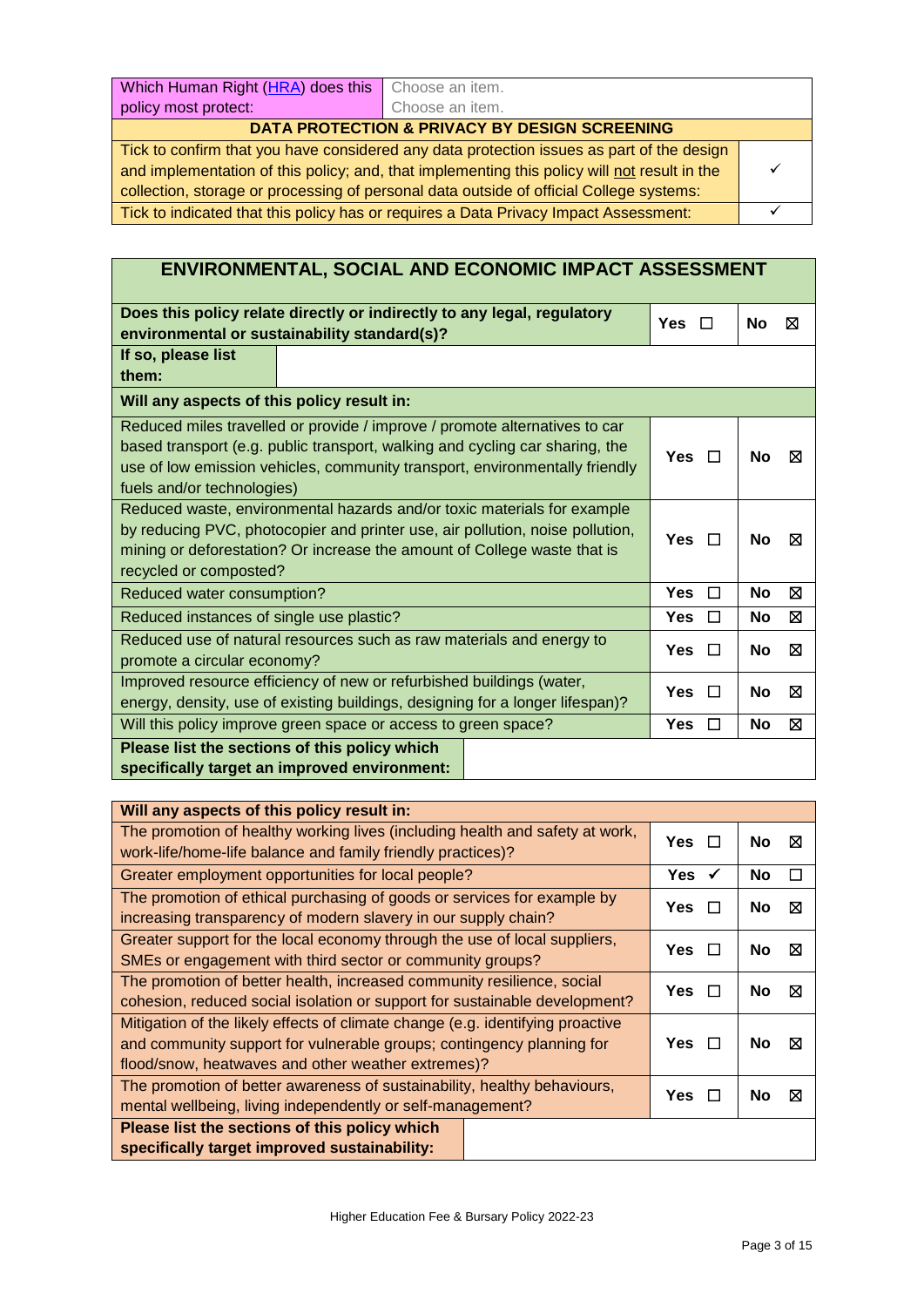| Which Human Right ([HRA](#)) does this policy most protect: | Choose an item. Choose an item. |
|---|---|

| DATA PROTECTION & PRIVACY BY DESIGN SCREENING | |
|---|---|
| Tick to confirm that you have considered any data protection issues as part of the design and implementation of this policy; and, that implementing this policy will not result in the collection, storage or processing of personal data outside of official College systems: | ✓ |
| Tick to indicated that this policy has or requires a Data Privacy Impact Assessment: | ✓ |

## ENVIRONMENTAL, SOCIAL AND ECONOMIC IMPACT ASSESSMENT

| | | |
|---|---|---|
| **Does this policy relate directly or indirectly to any legal, regulatory environmental or sustainability standard(s)?** | **Yes** ☐ | **No** ☒ |
| **If so, please list them:** | | |
| **Will any aspects of this policy result in:** | | |
| Reduced miles travelled or provide / improve / promote alternatives to car based transport (e.g. public transport, walking and cycling car sharing, the use of low emission vehicles, community transport, environmentally friendly fuels and/or technologies) | **Yes** ☐ | **No** ☒ |
| Reduced waste, environmental hazards and/or toxic materials for example by reducing PVC, photocopier and printer use, air pollution, noise pollution, mining or deforestation? Or increase the amount of College waste that is recycled or composted? | **Yes** ☐ | **No** ☒ |
| Reduced water consumption? | **Yes** ☐ | **No** ☒ |
| Reduced instances of single use plastic? | **Yes** ☐ | **No** ☒ |
| Reduced use of natural resources such as raw materials and energy to promote a circular economy? | **Yes** ☐ | **No** ☒ |
| Improved resource efficiency of new or refurbished buildings (water, energy, density, use of existing buildings, designing for a longer lifespan)? | **Yes** ☐ | **No** ☒ |
| Will this policy improve green space or access to green space? | **Yes** ☐ | **No** ☒ |
| **Please list the sections of this policy which specifically target an improved environment:** | | |

| | | |
|---|---|---|
| **Will any aspects of this policy result in:** | | |
| The promotion of healthy working lives (including health and safety at work, work-life/home-life balance and family friendly practices)? | **Yes** ☐ | **No** ☒ |
| Greater employment opportunities for local people? | **Yes** ✓ | **No** ☐ |
| The promotion of ethical purchasing of goods or services for example by increasing transparency of modern slavery in our supply chain? | **Yes** ☐ | **No** ☒ |
| Greater support for the local economy through the use of local suppliers, SMEs or engagement with third sector or community groups? | **Yes** ☐ | **No** ☒ |
| The promotion of better health, increased community resilience, social cohesion, reduced social isolation or support for sustainable development? | **Yes** ☐ | **No** ☒ |
| Mitigation of the likely effects of climate change (e.g. identifying proactive and community support for vulnerable groups; contingency planning for flood/snow, heatwaves and other weather extremes)? | **Yes** ☐ | **No** ☒ |
| The promotion of better awareness of sustainability, healthy behaviours, mental wellbeing, living independently or self-management? | **Yes** ☐ | **No** ☒ |
| **Please list the sections of this policy which specifically target improved sustainability:** | | |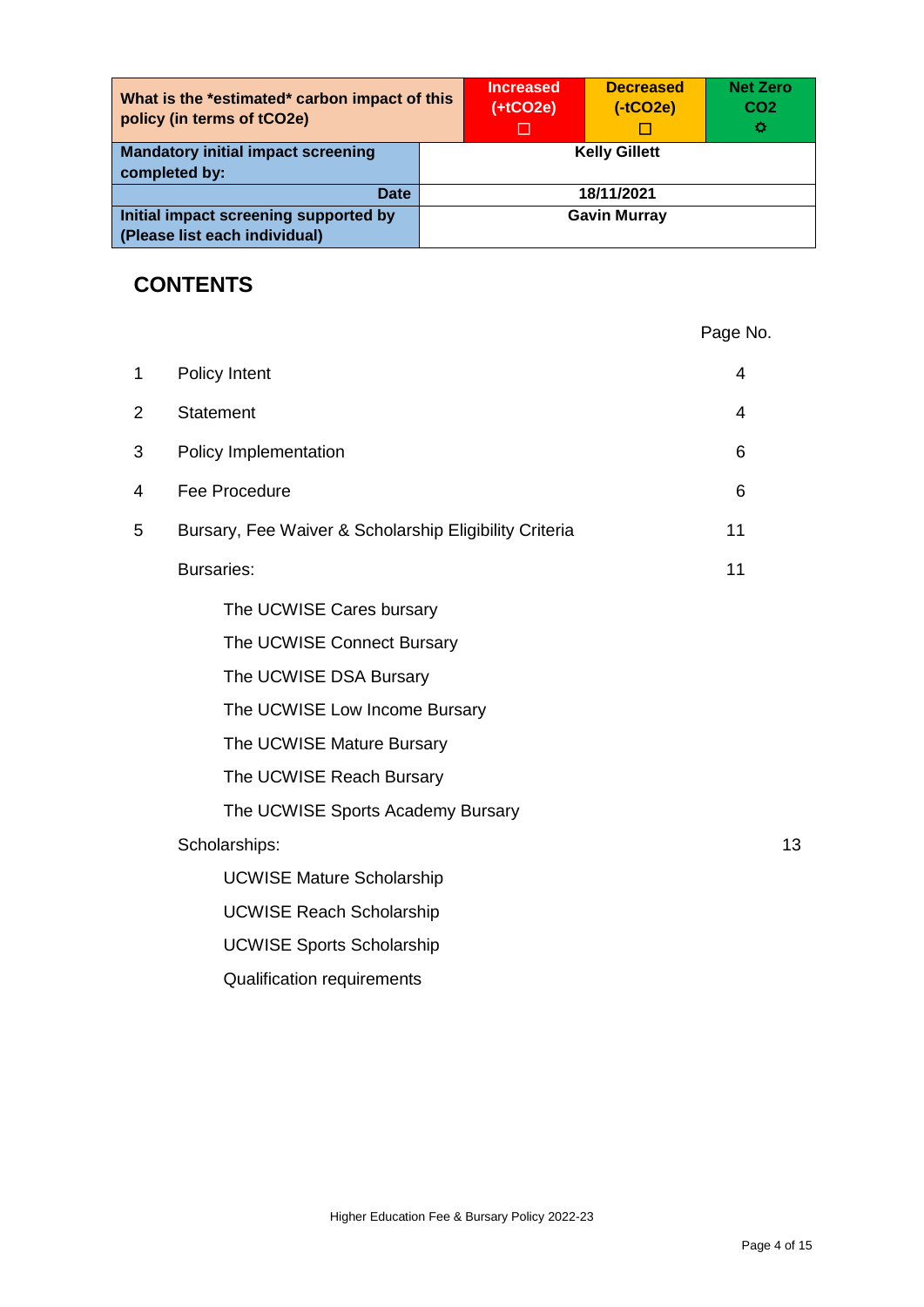| What is the *estimated* carbon impact of this policy (in terms of tCO2e) | Increased (+tCO2e) ☐ | Decreased (-tCO2e) ☐ | Net Zero CO2 ☼ |
|---|---|---|---|
| **Mandatory initial impact screening completed by:** | **Kelly Gillett** | | |
| **Date** | **18/11/2021** | | |
| **Initial impact screening supported by (Please list each individual)** | **Gavin Murray** | | |

## CONTENTS

| | | Page No. |
|---|---|---|
| 1 | Policy Intent | 4 |
| 2 | Statement | 4 |
| 3 | Policy Implementation | 6 |
| 4 | Fee Procedure | 6 |
| 5 | Bursary, Fee Waiver & Scholarship Eligibility Criteria | 11 |
| | Bursaries: | 11 |
| | The UCWISE Cares bursary | |
| | The UCWISE Connect Bursary | |
| | The UCWISE DSA Bursary | |
| | The UCWISE Low Income Bursary | |
| | The UCWISE Mature Bursary | |
| | The UCWISE Reach Bursary | |
| | The UCWISE Sports Academy Bursary | |
| | Scholarships: | 13 |
| | UCWISE Mature Scholarship | |
| | UCWISE Reach Scholarship | |
| | UCWISE Sports Scholarship | |
| | Qualification requirements | |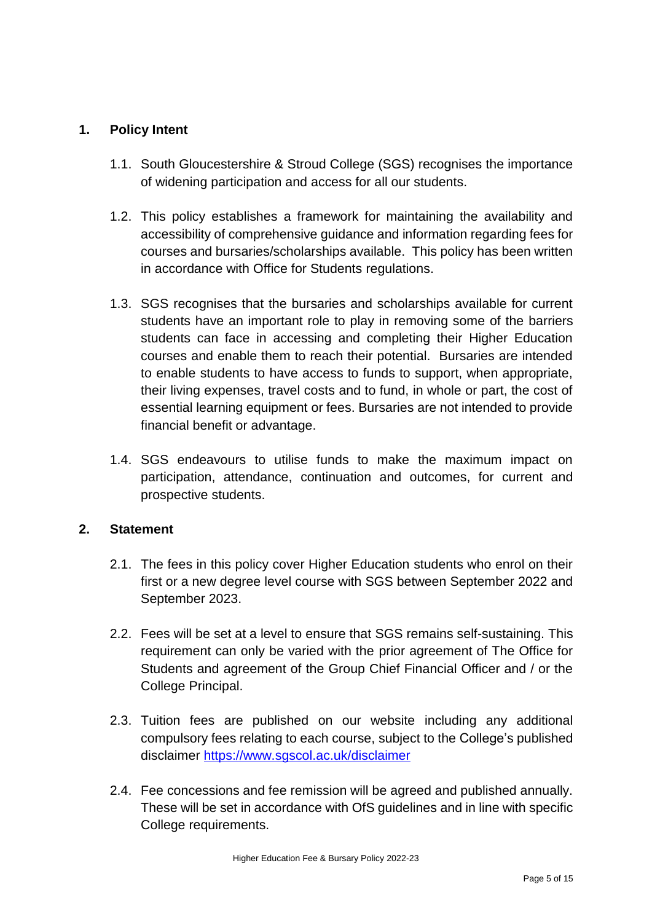## 1. Policy Intent

1.1. South Gloucestershire & Stroud College (SGS) recognises the importance of widening participation and access for all our students.

1.2. This policy establishes a framework for maintaining the availability and accessibility of comprehensive guidance and information regarding fees for courses and bursaries/scholarships available. This policy has been written in accordance with Office for Students regulations.

1.3. SGS recognises that the bursaries and scholarships available for current students have an important role to play in removing some of the barriers students can face in accessing and completing their Higher Education courses and enable them to reach their potential. Bursaries are intended to enable students to have access to funds to support, when appropriate, their living expenses, travel costs and to fund, in whole or part, the cost of essential learning equipment or fees. Bursaries are not intended to provide financial benefit or advantage.

1.4. SGS endeavours to utilise funds to make the maximum impact on participation, attendance, continuation and outcomes, for current and prospective students.

## 2. Statement

2.1. The fees in this policy cover Higher Education students who enrol on their first or a new degree level course with SGS between September 2022 and September 2023.

2.2. Fees will be set at a level to ensure that SGS remains self-sustaining. This requirement can only be varied with the prior agreement of The Office for Students and agreement of the Group Chief Financial Officer and / or the College Principal.

2.3. Tuition fees are published on our website including any additional compulsory fees relating to each course, subject to the College's published disclaimer https://www.sgscol.ac.uk/disclaimer

2.4. Fee concessions and fee remission will be agreed and published annually. These will be set in accordance with OfS guidelines and in line with specific College requirements.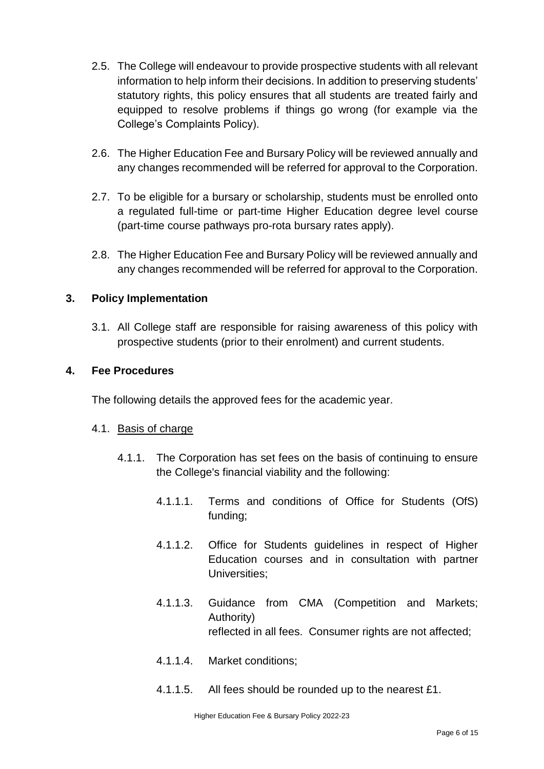2.5. The College will endeavour to provide prospective students with all relevant information to help inform their decisions. In addition to preserving students' statutory rights, this policy ensures that all students are treated fairly and equipped to resolve problems if things go wrong (for example via the College's Complaints Policy).

2.6. The Higher Education Fee and Bursary Policy will be reviewed annually and any changes recommended will be referred for approval to the Corporation.

2.7. To be eligible for a bursary or scholarship, students must be enrolled onto a regulated full-time or part-time Higher Education degree level course (part-time course pathways pro-rota bursary rates apply).

2.8. The Higher Education Fee and Bursary Policy will be reviewed annually and any changes recommended will be referred for approval to the Corporation.

## 3. Policy Implementation

3.1. All College staff are responsible for raising awareness of this policy with prospective students (prior to their enrolment) and current students.

## 4. Fee Procedures

The following details the approved fees for the academic year.

4.1. <u>Basis of charge</u>

4.1.1. The Corporation has set fees on the basis of continuing to ensure the College's financial viability and the following:

4.1.1.1. Terms and conditions of Office for Students (OfS) funding;

4.1.1.2. Office for Students guidelines in respect of Higher Education courses and in consultation with partner Universities;

4.1.1.3. Guidance from CMA (Competition and Markets; Authority) reflected in all fees. Consumer rights are not affected;

4.1.1.4. Market conditions;

4.1.1.5. All fees should be rounded up to the nearest £1.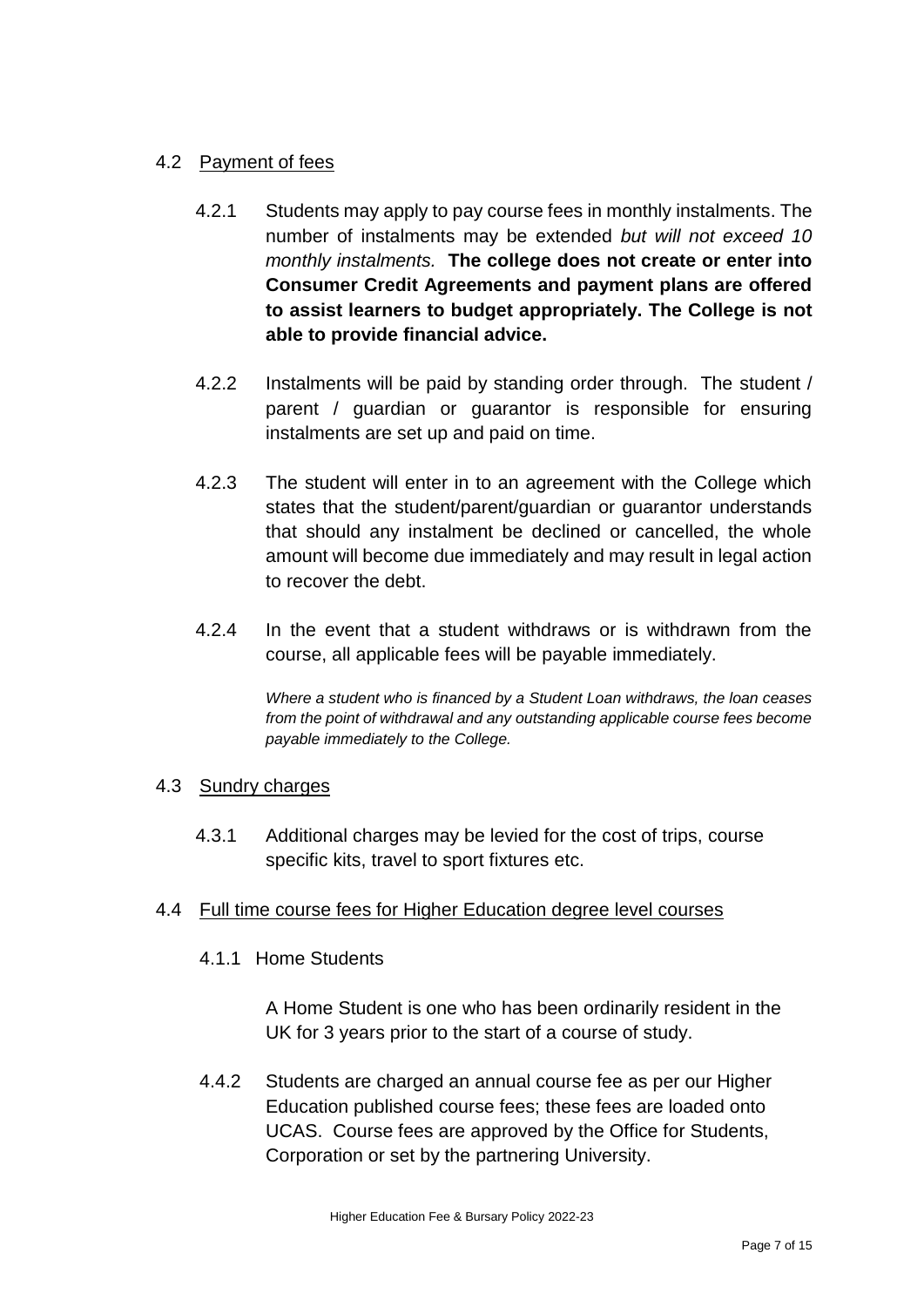## 4.2 Payment of fees

4.2.1 Students may apply to pay course fees in monthly instalments. The number of instalments may be extended *but will not exceed 10 monthly instalments.* **The college does not create or enter into Consumer Credit Agreements and payment plans are offered to assist learners to budget appropriately. The College is not able to provide financial advice.**

4.2.2 Instalments will be paid by standing order through. The student / parent / guardian or guarantor is responsible for ensuring instalments are set up and paid on time.

4.2.3 The student will enter in to an agreement with the College which states that the student/parent/guardian or guarantor understands that should any instalment be declined or cancelled, the whole amount will become due immediately and may result in legal action to recover the debt.

4.2.4 In the event that a student withdraws or is withdrawn from the course, all applicable fees will be payable immediately.

*Where a student who is financed by a Student Loan withdraws, the loan ceases from the point of withdrawal and any outstanding applicable course fees become payable immediately to the College.*

## 4.3 Sundry charges

4.3.1 Additional charges may be levied for the cost of trips, course specific kits, travel to sport fixtures etc.

## 4.4 Full time course fees for Higher Education degree level courses

4.1.1 Home Students

A Home Student is one who has been ordinarily resident in the UK for 3 years prior to the start of a course of study.

4.4.2 Students are charged an annual course fee as per our Higher Education published course fees; these fees are loaded onto UCAS. Course fees are approved by the Office for Students, Corporation or set by the partnering University.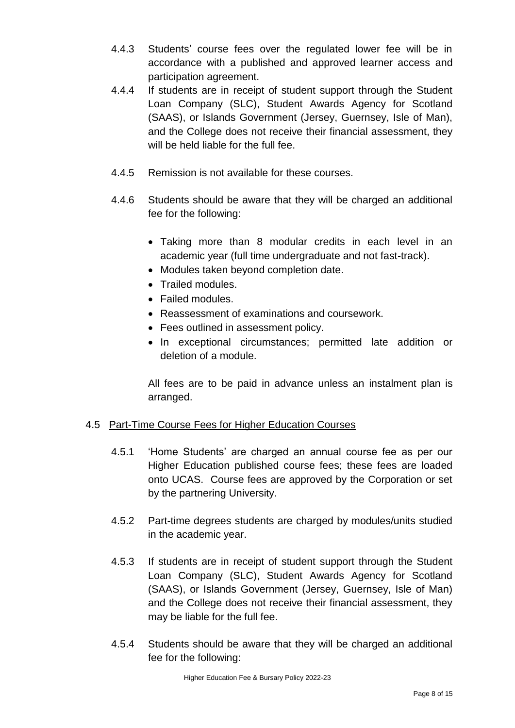4.4.3 Students' course fees over the regulated lower fee will be in accordance with a published and approved learner access and participation agreement.

4.4.4 If students are in receipt of student support through the Student Loan Company (SLC), Student Awards Agency for Scotland (SAAS), or Islands Government (Jersey, Guernsey, Isle of Man), and the College does not receive their financial assessment, they will be held liable for the full fee.

4.4.5 Remission is not available for these courses.

4.4.6 Students should be aware that they will be charged an additional fee for the following:

- Taking more than 8 modular credits in each level in an academic year (full time undergraduate and not fast-track).
- Modules taken beyond completion date.
- Trailed modules.
- Failed modules.
- Reassessment of examinations and coursework.
- Fees outlined in assessment policy.
- In exceptional circumstances; permitted late addition or deletion of a module.

All fees are to be paid in advance unless an instalment plan is arranged.

### 4.5 Part-Time Course Fees for Higher Education Courses

4.5.1 'Home Students' are charged an annual course fee as per our Higher Education published course fees; these fees are loaded onto UCAS. Course fees are approved by the Corporation or set by the partnering University.

4.5.2 Part-time degrees students are charged by modules/units studied in the academic year.

4.5.3 If students are in receipt of student support through the Student Loan Company (SLC), Student Awards Agency for Scotland (SAAS), or Islands Government (Jersey, Guernsey, Isle of Man) and the College does not receive their financial assessment, they may be liable for the full fee.

4.5.4 Students should be aware that they will be charged an additional fee for the following: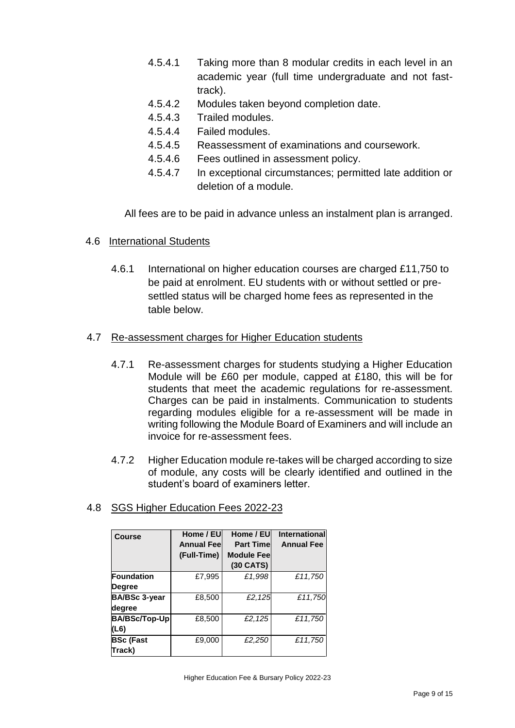4.5.4.1 Taking more than 8 modular credits in each level in an academic year (full time undergraduate and not fast-track).

4.5.4.2 Modules taken beyond completion date.

4.5.4.3 Trailed modules.

4.5.4.4 Failed modules.

4.5.4.5 Reassessment of examinations and coursework.

4.5.4.6 Fees outlined in assessment policy.

4.5.4.7 In exceptional circumstances; permitted late addition or deletion of a module.

All fees are to be paid in advance unless an instalment plan is arranged.

## 4.6 International Students

4.6.1 International on higher education courses are charged £11,750 to be paid at enrolment. EU students with or without settled or pre-settled status will be charged home fees as represented in the table below.

## 4.7 Re-assessment charges for Higher Education students

4.7.1 Re-assessment charges for students studying a Higher Education Module will be £60 per module, capped at £180, this will be for students that meet the academic regulations for re-assessment. Charges can be paid in instalments. Communication to students regarding modules eligible for a re-assessment will be made in writing following the Module Board of Examiners and will include an invoice for re-assessment fees.

4.7.2 Higher Education module re-takes will be charged according to size of module, any costs will be clearly identified and outlined in the student's board of examiners letter.

## 4.8 SGS Higher Education Fees 2022-23

| Course | Home / EU Annual Fee (Full-Time) | Home / EU Part Time Module Fee (30 CATS) | International Annual Fee |
|---|---|---|---|
| **Foundation Degree** | £7,995 | *£1,998* | *£11,750* |
| **BA/BSc 3-year degree** | £8,500 | *£2,125* | *£11,750* |
| **BA/BSc/Top-Up (L6)** | £8,500 | *£2,125* | *£11,750* |
| **BSc (Fast Track)** | £9,000 | *£2,250* | *£11,750* |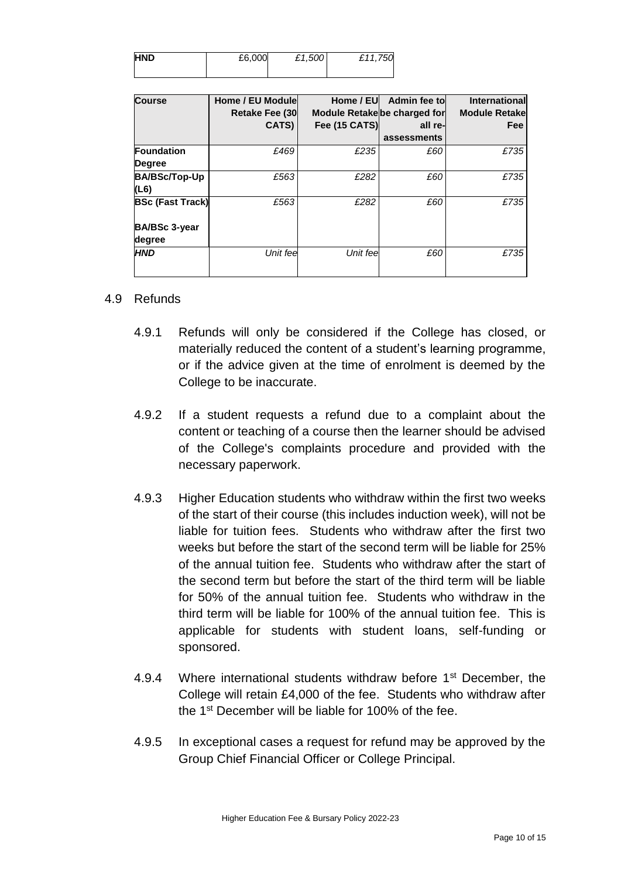| HND | £6,000 | *£1,500* | *£11,750* |
|---|---|---|---|

| Course | Home / EU Module Retake Fee (30 CATS) | Home / EU Module Retake Fee (15 CATS) | Admin fee to be charged for all re-assessments | International Module Retake Fee |
|---|---|---|---|---|
| **Foundation Degree** | *£469* | *£235* | *£60* | *£735* |
| **BA/BSc/Top-Up (L6)** | *£563* | *£282* | *£60* | *£735* |
| **BSc (Fast Track)** <br> **BA/BSc 3-year degree** | *£563* | *£282* | *£60* | *£735* |
| ***HND*** | *Unit fee* | *Unit fee* | *£60* | *£735* |

4.9 Refunds

4.9.1 Refunds will only be considered if the College has closed, or materially reduced the content of a student's learning programme, or if the advice given at the time of enrolment is deemed by the College to be inaccurate.

4.9.2 If a student requests a refund due to a complaint about the content or teaching of a course then the learner should be advised of the College's complaints procedure and provided with the necessary paperwork.

4.9.3 Higher Education students who withdraw within the first two weeks of the start of their course (this includes induction week), will not be liable for tuition fees. Students who withdraw after the first two weeks but before the start of the second term will be liable for 25% of the annual tuition fee. Students who withdraw after the start of the second term but before the start of the third term will be liable for 50% of the annual tuition fee. Students who withdraw in the third term will be liable for 100% of the annual tuition fee. This is applicable for students with student loans, self-funding or sponsored.

4.9.4 Where international students withdraw before 1st December, the College will retain £4,000 of the fee. Students who withdraw after the 1st December will be liable for 100% of the fee.

4.9.5 In exceptional cases a request for refund may be approved by the Group Chief Financial Officer or College Principal.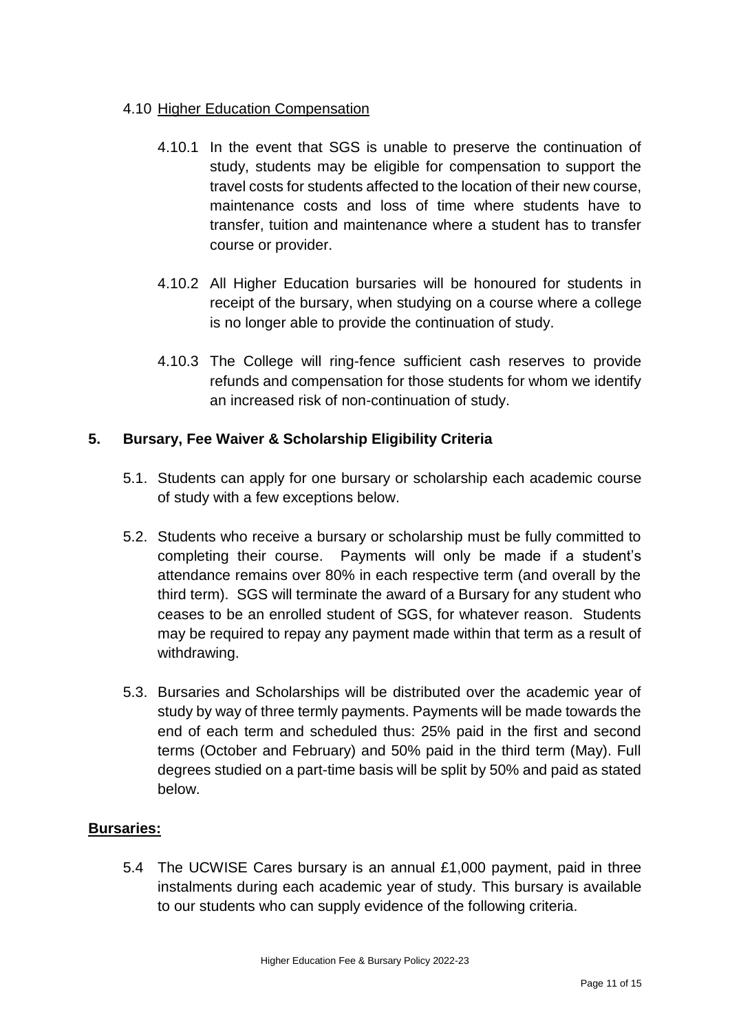4.10 Higher Education Compensation

4.10.1 In the event that SGS is unable to preserve the continuation of study, students may be eligible for compensation to support the travel costs for students affected to the location of their new course, maintenance costs and loss of time where students have to transfer, tuition and maintenance where a student has to transfer course or provider.

4.10.2 All Higher Education bursaries will be honoured for students in receipt of the bursary, when studying on a course where a college is no longer able to provide the continuation of study.

4.10.3 The College will ring-fence sufficient cash reserves to provide refunds and compensation for those students for whom we identify an increased risk of non-continuation of study.

## 5. Bursary, Fee Waiver & Scholarship Eligibility Criteria

5.1. Students can apply for one bursary or scholarship each academic course of study with a few exceptions below.

5.2. Students who receive a bursary or scholarship must be fully committed to completing their course. Payments will only be made if a student's attendance remains over 80% in each respective term (and overall by the third term). SGS will terminate the award of a Bursary for any student who ceases to be an enrolled student of SGS, for whatever reason. Students may be required to repay any payment made within that term as a result of withdrawing.

5.3. Bursaries and Scholarships will be distributed over the academic year of study by way of three termly payments. Payments will be made towards the end of each term and scheduled thus: 25% paid in the first and second terms (October and February) and 50% paid in the third term (May). Full degrees studied on a part-time basis will be split by 50% and paid as stated below.

**Bursaries:**

5.4 The UCWISE Cares bursary is an annual £1,000 payment, paid in three instalments during each academic year of study. This bursary is available to our students who can supply evidence of the following criteria.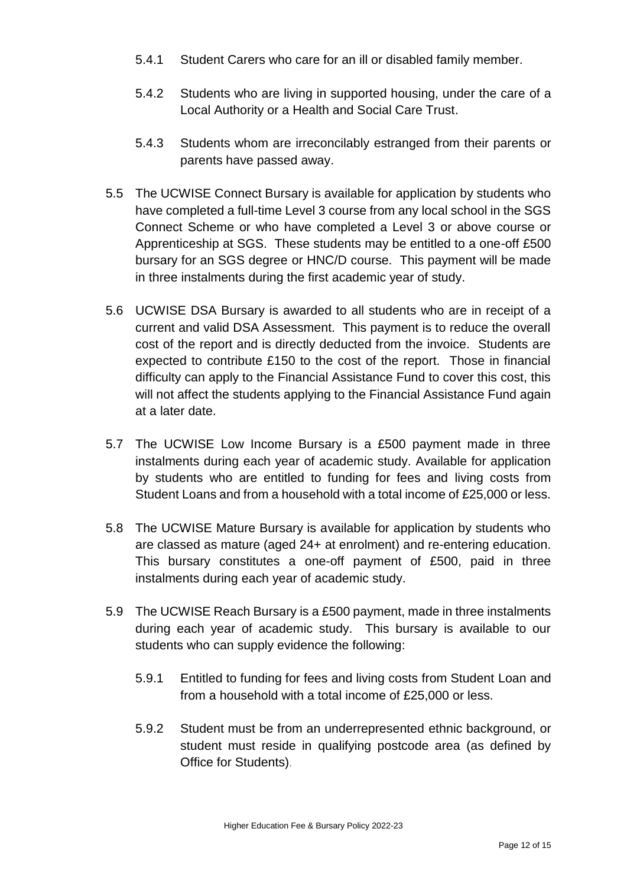5.4.1 Student Carers who care for an ill or disabled family member.

5.4.2 Students who are living in supported housing, under the care of a Local Authority or a Health and Social Care Trust.

5.4.3 Students whom are irreconcilably estranged from their parents or parents have passed away.

5.5 The UCWISE Connect Bursary is available for application by students who have completed a full-time Level 3 course from any local school in the SGS Connect Scheme or who have completed a Level 3 or above course or Apprenticeship at SGS. These students may be entitled to a one-off £500 bursary for an SGS degree or HNC/D course. This payment will be made in three instalments during the first academic year of study.

5.6 UCWISE DSA Bursary is awarded to all students who are in receipt of a current and valid DSA Assessment. This payment is to reduce the overall cost of the report and is directly deducted from the invoice. Students are expected to contribute £150 to the cost of the report. Those in financial difficulty can apply to the Financial Assistance Fund to cover this cost, this will not affect the students applying to the Financial Assistance Fund again at a later date.

5.7 The UCWISE Low Income Bursary is a £500 payment made in three instalments during each year of academic study. Available for application by students who are entitled to funding for fees and living costs from Student Loans and from a household with a total income of £25,000 or less.

5.8 The UCWISE Mature Bursary is available for application by students who are classed as mature (aged 24+ at enrolment) and re-entering education. This bursary constitutes a one-off payment of £500, paid in three instalments during each year of academic study.

5.9 The UCWISE Reach Bursary is a £500 payment, made in three instalments during each year of academic study. This bursary is available to our students who can supply evidence the following:

5.9.1 Entitled to funding for fees and living costs from Student Loan and from a household with a total income of £25,000 or less.

5.9.2 Student must be from an underrepresented ethnic background, or student must reside in qualifying postcode area (as defined by Office for Students).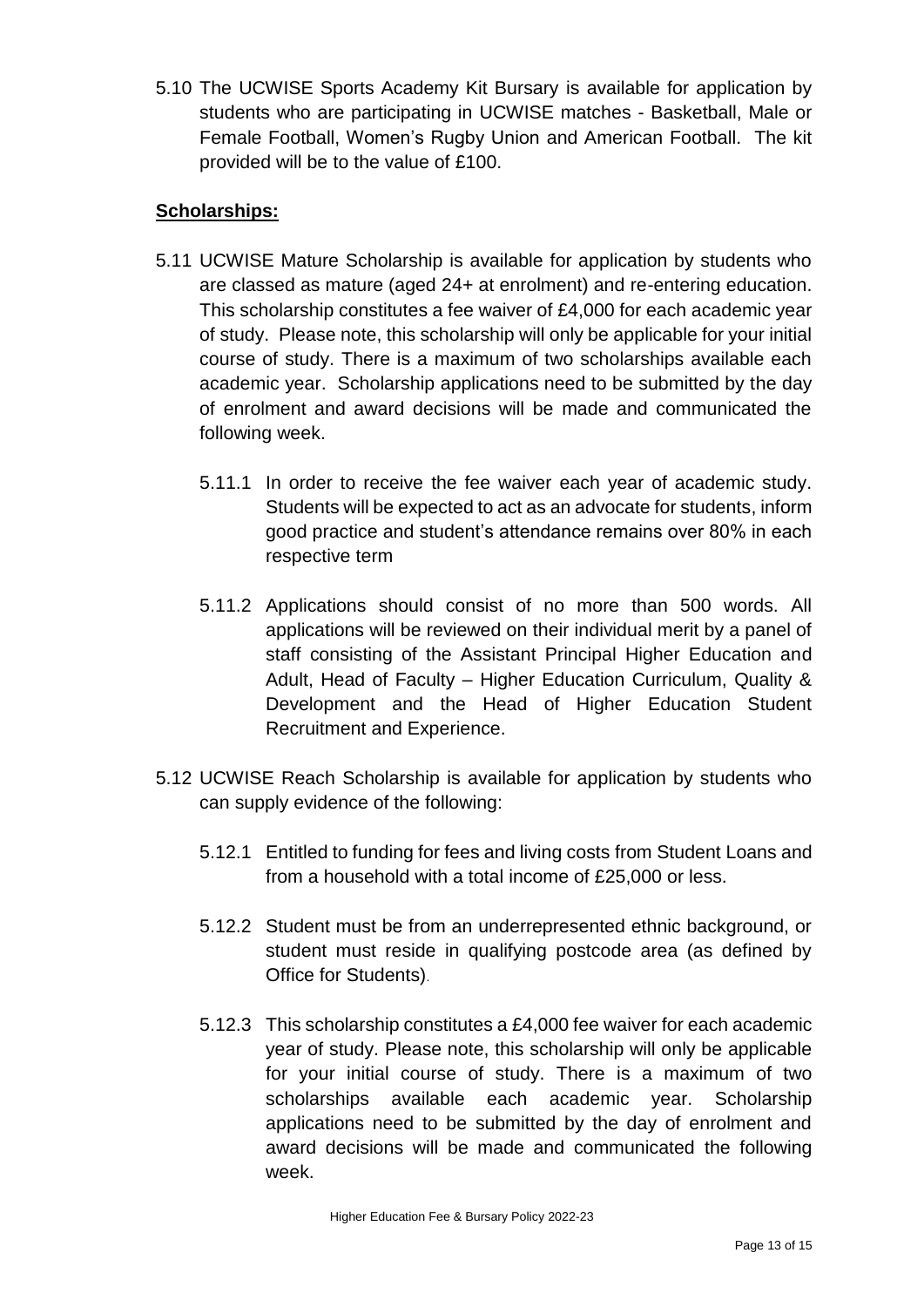5.10 The UCWISE Sports Academy Kit Bursary is available for application by students who are participating in UCWISE matches - Basketball, Male or Female Football, Women's Rugby Union and American Football. The kit provided will be to the value of £100.

**Scholarships:**

5.11 UCWISE Mature Scholarship is available for application by students who are classed as mature (aged 24+ at enrolment) and re-entering education. This scholarship constitutes a fee waiver of £4,000 for each academic year of study. Please note, this scholarship will only be applicable for your initial course of study. There is a maximum of two scholarships available each academic year. Scholarship applications need to be submitted by the day of enrolment and award decisions will be made and communicated the following week.

5.11.1 In order to receive the fee waiver each year of academic study. Students will be expected to act as an advocate for students, inform good practice and student's attendance remains over 80% in each respective term

5.11.2 Applications should consist of no more than 500 words. All applications will be reviewed on their individual merit by a panel of staff consisting of the Assistant Principal Higher Education and Adult, Head of Faculty – Higher Education Curriculum, Quality & Development and the Head of Higher Education Student Recruitment and Experience.

5.12 UCWISE Reach Scholarship is available for application by students who can supply evidence of the following:

5.12.1 Entitled to funding for fees and living costs from Student Loans and from a household with a total income of £25,000 or less.

5.12.2 Student must be from an underrepresented ethnic background, or student must reside in qualifying postcode area (as defined by Office for Students).

5.12.3 This scholarship constitutes a £4,000 fee waiver for each academic year of study. Please note, this scholarship will only be applicable for your initial course of study. There is a maximum of two scholarships available each academic year. Scholarship applications need to be submitted by the day of enrolment and award decisions will be made and communicated the following week.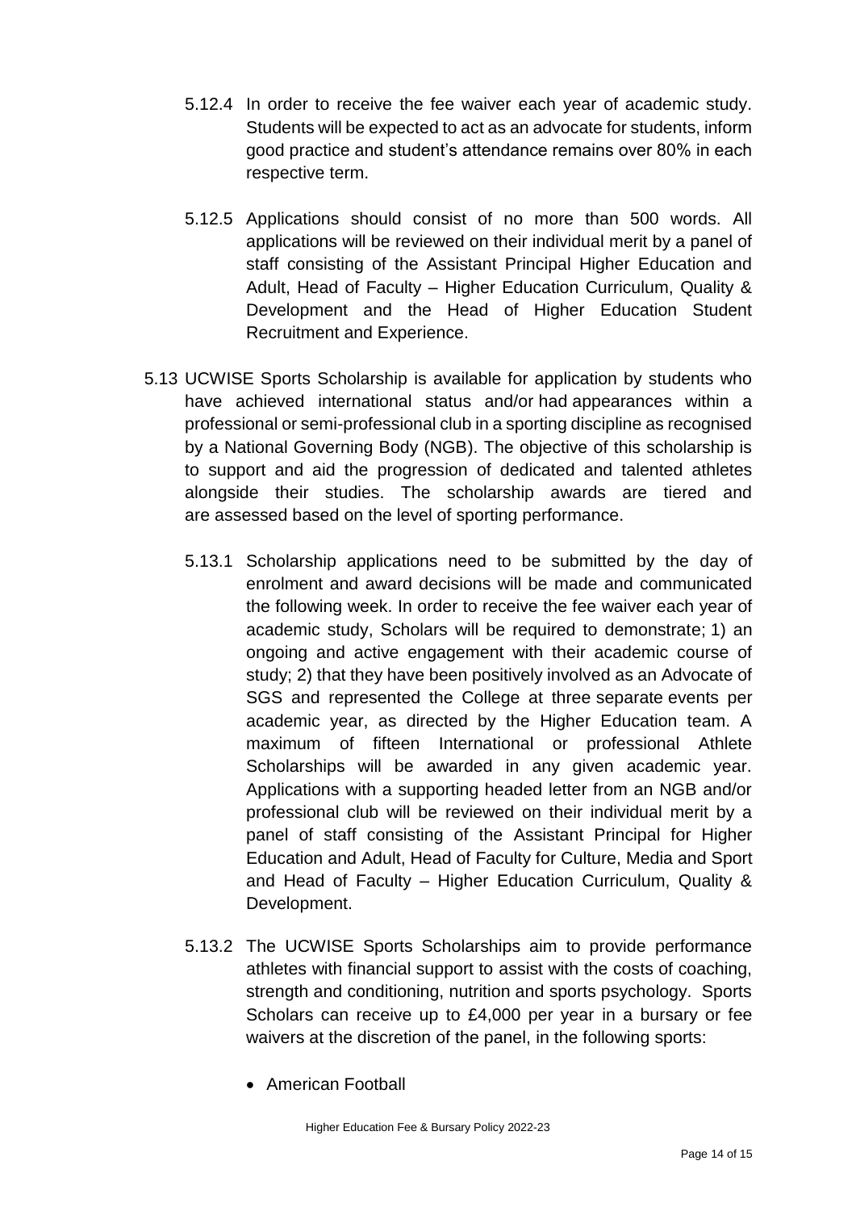5.12.4 In order to receive the fee waiver each year of academic study. Students will be expected to act as an advocate for students, inform good practice and student's attendance remains over 80% in each respective term.

5.12.5 Applications should consist of no more than 500 words. All applications will be reviewed on their individual merit by a panel of staff consisting of the Assistant Principal Higher Education and Adult, Head of Faculty – Higher Education Curriculum, Quality & Development and the Head of Higher Education Student Recruitment and Experience.

5.13 UCWISE Sports Scholarship is available for application by students who have achieved international status and/or had appearances within a professional or semi-professional club in a sporting discipline as recognised by a National Governing Body (NGB). The objective of this scholarship is to support and aid the progression of dedicated and talented athletes alongside their studies. The scholarship awards are tiered and are assessed based on the level of sporting performance.

5.13.1 Scholarship applications need to be submitted by the day of enrolment and award decisions will be made and communicated the following week. In order to receive the fee waiver each year of academic study, Scholars will be required to demonstrate; 1) an ongoing and active engagement with their academic course of study; 2) that they have been positively involved as an Advocate of SGS and represented the College at three separate events per academic year, as directed by the Higher Education team. A maximum of fifteen International or professional Athlete Scholarships will be awarded in any given academic year. Applications with a supporting headed letter from an NGB and/or professional club will be reviewed on their individual merit by a panel of staff consisting of the Assistant Principal for Higher Education and Adult, Head of Faculty for Culture, Media and Sport and Head of Faculty – Higher Education Curriculum, Quality & Development.

5.13.2 The UCWISE Sports Scholarships aim to provide performance athletes with financial support to assist with the costs of coaching, strength and conditioning, nutrition and sports psychology. Sports Scholars can receive up to £4,000 per year in a bursary or fee waivers at the discretion of the panel, in the following sports:

- American Football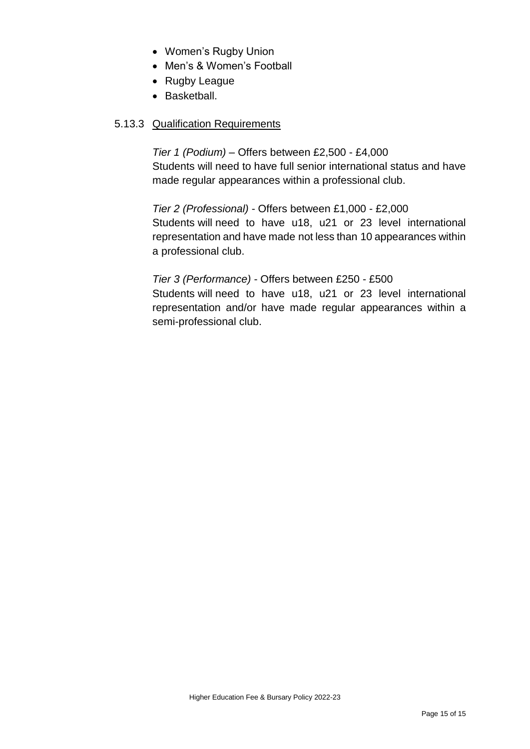- Women's Rugby Union
- Men's & Women's Football
- Rugby League
- Basketball.

### 5.13.3 Qualification Requirements

*Tier 1 (Podium)* – Offers between £2,500 - £4,000
Students will need to have full senior international status and have made regular appearances within a professional club.

*Tier 2 (Professional)* - Offers between £1,000 - £2,000
Students will need to have u18, u21 or 23 level international representation and have made not less than 10 appearances within a professional club.

*Tier 3 (Performance)* - Offers between £250 - £500
Students will need to have u18, u21 or 23 level international representation and/or have made regular appearances within a semi-professional club.